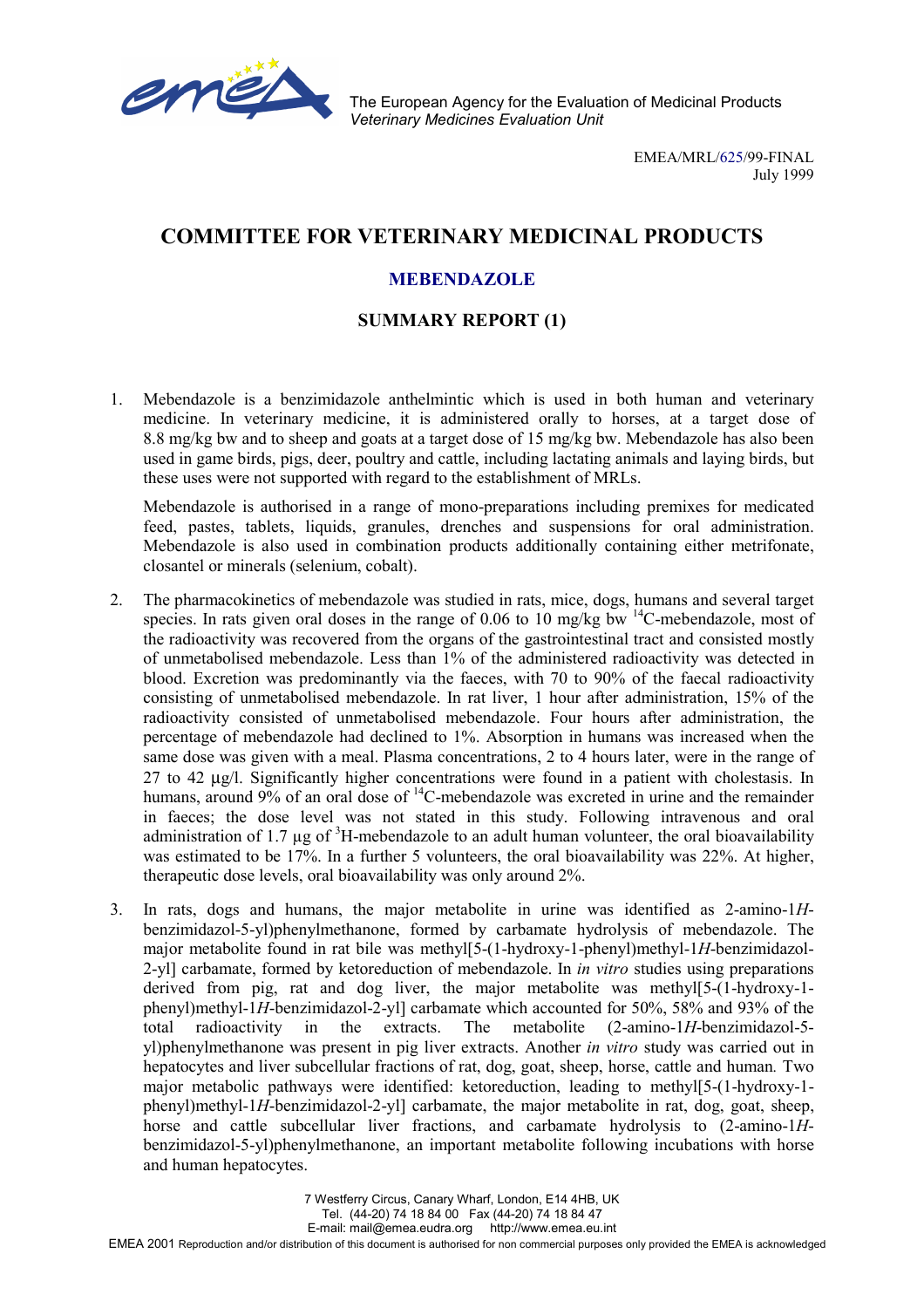The European Agency for the Evaluation of Medicinal Products
*Veterinary Medicines Evaluation Unit*

EMEA/MRL/625/99-FINAL
July 1999

# COMMITTEE FOR VETERINARY MEDICINAL PRODUCTS

## MEBENDAZOLE

## SUMMARY REPORT (1)

1. Mebendazole is a benzimidazole anthelmintic which is used in both human and veterinary medicine. In veterinary medicine, it is administered orally to horses, at a target dose of 8.8 mg/kg bw and to sheep and goats at a target dose of 15 mg/kg bw. Mebendazole has also been used in game birds, pigs, deer, poultry and cattle, including lactating animals and laying birds, but these uses were not supported with regard to the establishment of MRLs.

   Mebendazole is authorised in a range of mono-preparations including premixes for medicated feed, pastes, tablets, liquids, granules, drenches and suspensions for oral administration. Mebendazole is also used in combination products additionally containing either metrifonate, closantel or minerals (selenium, cobalt).

2. The pharmacokinetics of mebendazole was studied in rats, mice, dogs, humans and several target species. In rats given oral doses in the range of 0.06 to 10 mg/kg bw $^{14}C$-mebendazole, most of the radioactivity was recovered from the organs of the gastrointestinal tract and consisted mostly of unmetabolised mebendazole. Less than 1% of the administered radioactivity was detected in blood. Excretion was predominantly via the faeces, with 70 to 90% of the faecal radioactivity consisting of unmetabolised mebendazole. In rat liver, 1 hour after administration, 15% of the radioactivity consisted of unmetabolised mebendazole. Four hours after administration, the percentage of mebendazole had declined to 1%. Absorption in humans was increased when the same dose was given with a meal. Plasma concentrations, 2 to 4 hours later, were in the range of 27 to 42 µg/l. Significantly higher concentrations were found in a patient with cholestasis. In humans, around 9% of an oral dose of $^{14}C$-mebendazole was excreted in urine and the remainder in faeces; the dose level was not stated in this study. Following intravenous and oral administration of 1.7 µg of $^{3}H$-mebendazole to an adult human volunteer, the oral bioavailability was estimated to be 17%. In a further 5 volunteers, the oral bioavailability was 22%. At higher, therapeutic dose levels, oral bioavailability was only around 2%.

3. In rats, dogs and humans, the major metabolite in urine was identified as 2-amino-1*H*-benzimidazol-5-yl)phenylmethanone, formed by carbamate hydrolysis of mebendazole. The major metabolite found in rat bile was methyl[5-(1-hydroxy-1-phenyl)methyl-1*H*-benzimidazol-2-yl] carbamate, formed by ketoreduction of mebendazole. In *in vitro* studies using preparations derived from pig, rat and dog liver, the major metabolite was methyl[5-(1-hydroxy-1-phenyl)methyl-1*H*-benzimidazol-2-yl] carbamate which accounted for 50%, 58% and 93% of the total radioactivity in the extracts. The metabolite (2-amino-1*H*-benzimidazol-5-yl)phenylmethanone was present in pig liver extracts. Another *in vitro* study was carried out in hepatocytes and liver subcellular fractions of rat, dog, goat, sheep, horse, cattle and human. Two major metabolic pathways were identified: ketoreduction, leading to methyl[5-(1-hydroxy-1-phenyl)methyl-1*H*-benzimidazol-2-yl] carbamate, the major metabolite in rat, dog, goat, sheep, horse and cattle subcellular liver fractions, and carbamate hydrolysis to (2-amino-1*H*-benzimidazol-5-yl)phenylmethanone, an important metabolite following incubations with horse and human hepatocytes.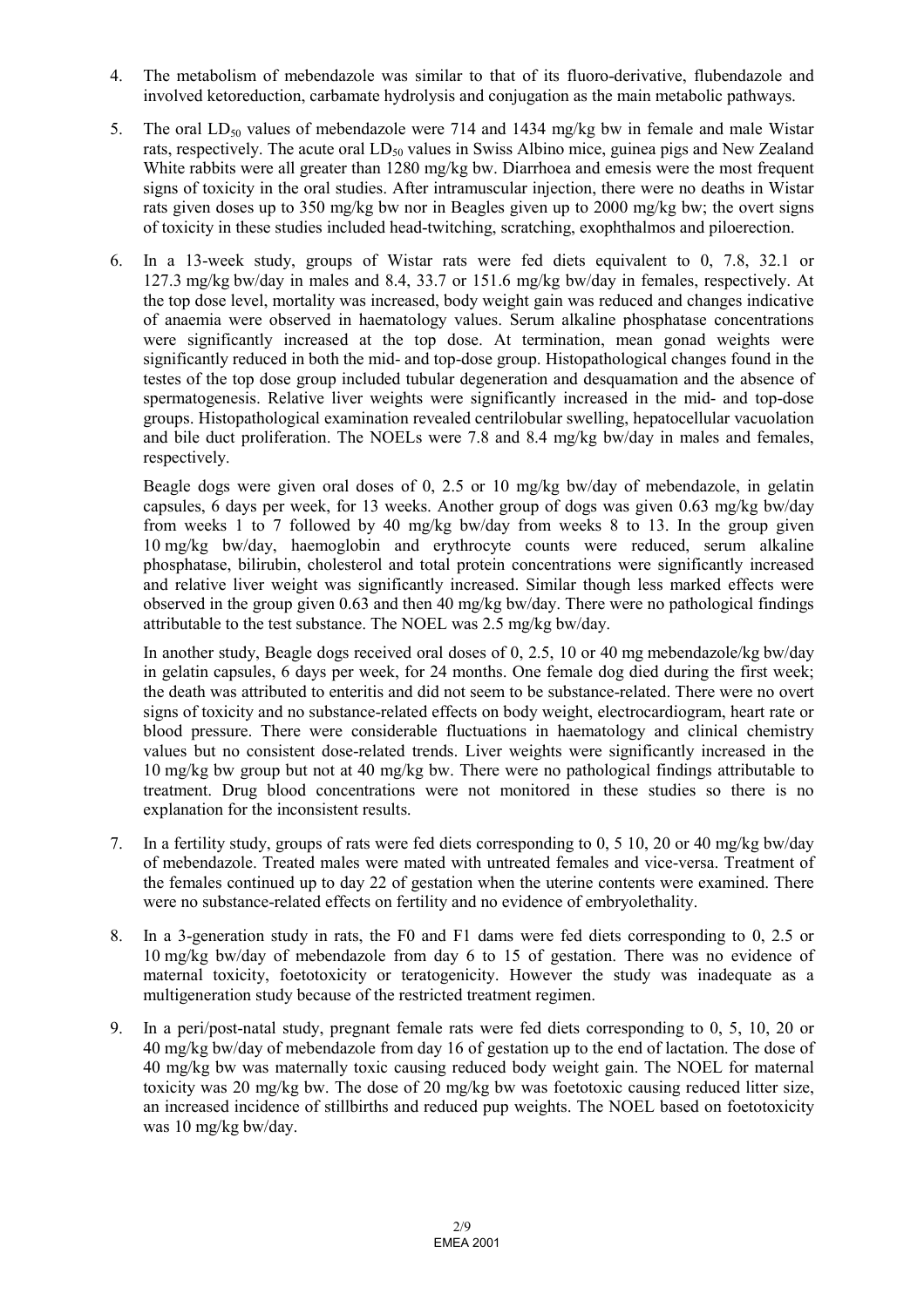4. The metabolism of mebendazole was similar to that of its fluoro-derivative, flubendazole and involved ketoreduction, carbamate hydrolysis and conjugation as the main metabolic pathways.

5. The oral $LD_{50}$ values of mebendazole were 714 and 1434 mg/kg bw in female and male Wistar rats, respectively. The acute oral $LD_{50}$ values in Swiss Albino mice, guinea pigs and New Zealand White rabbits were all greater than 1280 mg/kg bw. Diarrhoea and emesis were the most frequent signs of toxicity in the oral studies. After intramuscular injection, there were no deaths in Wistar rats given doses up to 350 mg/kg bw nor in Beagles given up to 2000 mg/kg bw; the overt signs of toxicity in these studies included head-twitching, scratching, exophthalmos and piloerection.

6. In a 13-week study, groups of Wistar rats were fed diets equivalent to 0, 7.8, 32.1 or 127.3 mg/kg bw/day in males and 8.4, 33.7 or 151.6 mg/kg bw/day in females, respectively. At the top dose level, mortality was increased, body weight gain was reduced and changes indicative of anaemia were observed in haematology values. Serum alkaline phosphatase concentrations were significantly increased at the top dose. At termination, mean gonad weights were significantly reduced in both the mid- and top-dose group. Histopathological changes found in the testes of the top dose group included tubular degeneration and desquamation and the absence of spermatogenesis. Relative liver weights were significantly increased in the mid- and top-dose groups. Histopathological examination revealed centrilobular swelling, hepatocellular vacuolation and bile duct proliferation. The NOELs were 7.8 and 8.4 mg/kg bw/day in males and females, respectively.

   Beagle dogs were given oral doses of 0, 2.5 or 10 mg/kg bw/day of mebendazole, in gelatin capsules, 6 days per week, for 13 weeks. Another group of dogs was given 0.63 mg/kg bw/day from weeks 1 to 7 followed by 40 mg/kg bw/day from weeks 8 to 13. In the group given 10 mg/kg bw/day, haemoglobin and erythrocyte counts were reduced, serum alkaline phosphatase, bilirubin, cholesterol and total protein concentrations were significantly increased and relative liver weight was significantly increased. Similar though less marked effects were observed in the group given 0.63 and then 40 mg/kg bw/day. There were no pathological findings attributable to the test substance. The NOEL was 2.5 mg/kg bw/day.

   In another study, Beagle dogs received oral doses of 0, 2.5, 10 or 40 mg mebendazole/kg bw/day in gelatin capsules, 6 days per week, for 24 months. One female dog died during the first week; the death was attributed to enteritis and did not seem to be substance-related. There were no overt signs of toxicity and no substance-related effects on body weight, electrocardiogram, heart rate or blood pressure. There were considerable fluctuations in haematology and clinical chemistry values but no consistent dose-related trends. Liver weights were significantly increased in the 10 mg/kg bw group but not at 40 mg/kg bw. There were no pathological findings attributable to treatment. Drug blood concentrations were not monitored in these studies so there is no explanation for the inconsistent results.

7. In a fertility study, groups of rats were fed diets corresponding to 0, 5 10, 20 or 40 mg/kg bw/day of mebendazole. Treated males were mated with untreated females and vice-versa. Treatment of the females continued up to day 22 of gestation when the uterine contents were examined. There were no substance-related effects on fertility and no evidence of embryolethality.

8. In a 3-generation study in rats, the F0 and F1 dams were fed diets corresponding to 0, 2.5 or 10 mg/kg bw/day of mebendazole from day 6 to 15 of gestation. There was no evidence of maternal toxicity, foetotoxicity or teratogenicity. However the study was inadequate as a multigeneration study because of the restricted treatment regimen.

9. In a peri/post-natal study, pregnant female rats were fed diets corresponding to 0, 5, 10, 20 or 40 mg/kg bw/day of mebendazole from day 16 of gestation up to the end of lactation. The dose of 40 mg/kg bw was maternally toxic causing reduced body weight gain. The NOEL for maternal toxicity was 20 mg/kg bw. The dose of 20 mg/kg bw was foetotoxic causing reduced litter size, an increased incidence of stillbirths and reduced pup weights. The NOEL based on foetotoxicity was 10 mg/kg bw/day.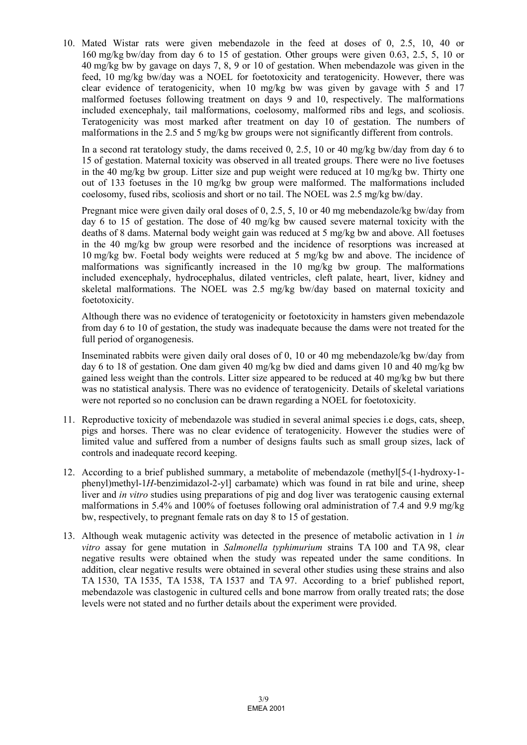10. Mated Wistar rats were given mebendazole in the feed at doses of 0, 2.5, 10, 40 or 160 mg/kg bw/day from day 6 to 15 of gestation. Other groups were given 0.63, 2.5, 5, 10 or 40 mg/kg bw by gavage on days 7, 8, 9 or 10 of gestation. When mebendazole was given in the feed, 10 mg/kg bw/day was a NOEL for foetotoxicity and teratogenicity. However, there was clear evidence of teratogenicity, when 10 mg/kg bw was given by gavage with 5 and 17 malformed foetuses following treatment on days 9 and 10, respectively. The malformations included exencephaly, tail malformations, coelosomy, malformed ribs and legs, and scoliosis. Teratogenicity was most marked after treatment on day 10 of gestation. The numbers of malformations in the 2.5 and 5 mg/kg bw groups were not significantly different from controls.

    In a second rat teratology study, the dams received 0, 2.5, 10 or 40 mg/kg bw/day from day 6 to 15 of gestation. Maternal toxicity was observed in all treated groups. There were no live foetuses in the 40 mg/kg bw group. Litter size and pup weight were reduced at 10 mg/kg bw. Thirty one out of 133 foetuses in the 10 mg/kg bw group were malformed. The malformations included coelosomy, fused ribs, scoliosis and short or no tail. The NOEL was 2.5 mg/kg bw/day.

    Pregnant mice were given daily oral doses of 0, 2.5, 5, 10 or 40 mg mebendazole/kg bw/day from day 6 to 15 of gestation. The dose of 40 mg/kg bw caused severe maternal toxicity with the deaths of 8 dams. Maternal body weight gain was reduced at 5 mg/kg bw and above. All foetuses in the 40 mg/kg bw group were resorbed and the incidence of resorptions was increased at 10 mg/kg bw. Foetal body weights were reduced at 5 mg/kg bw and above. The incidence of malformations was significantly increased in the 10 mg/kg bw group. The malformations included exencephaly, hydrocephalus, dilated ventricles, cleft palate, heart, liver, kidney and skeletal malformations. The NOEL was 2.5 mg/kg bw/day based on maternal toxicity and foetotoxicity.

    Although there was no evidence of teratogenicity or foetotoxicity in hamsters given mebendazole from day 6 to 10 of gestation, the study was inadequate because the dams were not treated for the full period of organogenesis.

    Inseminated rabbits were given daily oral doses of 0, 10 or 40 mg mebendazole/kg bw/day from day 6 to 18 of gestation. One dam given 40 mg/kg bw died and dams given 10 and 40 mg/kg bw gained less weight than the controls. Litter size appeared to be reduced at 40 mg/kg bw but there was no statistical analysis. There was no evidence of teratogenicity. Details of skeletal variations were not reported so no conclusion can be drawn regarding a NOEL for foetotoxicity.

11. Reproductive toxicity of mebendazole was studied in several animal species i.e dogs, cats, sheep, pigs and horses. There was no clear evidence of teratogenicity. However the studies were of limited value and suffered from a number of designs faults such as small group sizes, lack of controls and inadequate record keeping.

12. According to a brief published summary, a metabolite of mebendazole (methyl[5-(1-hydroxy-1-phenyl)methyl-1*H*-benzimidazol-2-yl] carbamate) which was found in rat bile and urine, sheep liver and *in vitro* studies using preparations of pig and dog liver was teratogenic causing external malformations in 5.4% and 100% of foetuses following oral administration of 7.4 and 9.9 mg/kg bw, respectively, to pregnant female rats on day 8 to 15 of gestation.

13. Although weak mutagenic activity was detected in the presence of metabolic activation in 1 *in vitro* assay for gene mutation in *Salmonella typhimurium* strains TA 100 and TA 98, clear negative results were obtained when the study was repeated under the same conditions. In addition, clear negative results were obtained in several other studies using these strains and also TA 1530, TA 1535, TA 1538, TA 1537 and TA 97. According to a brief published report, mebendazole was clastogenic in cultured cells and bone marrow from orally treated rats; the dose levels were not stated and no further details about the experiment were provided.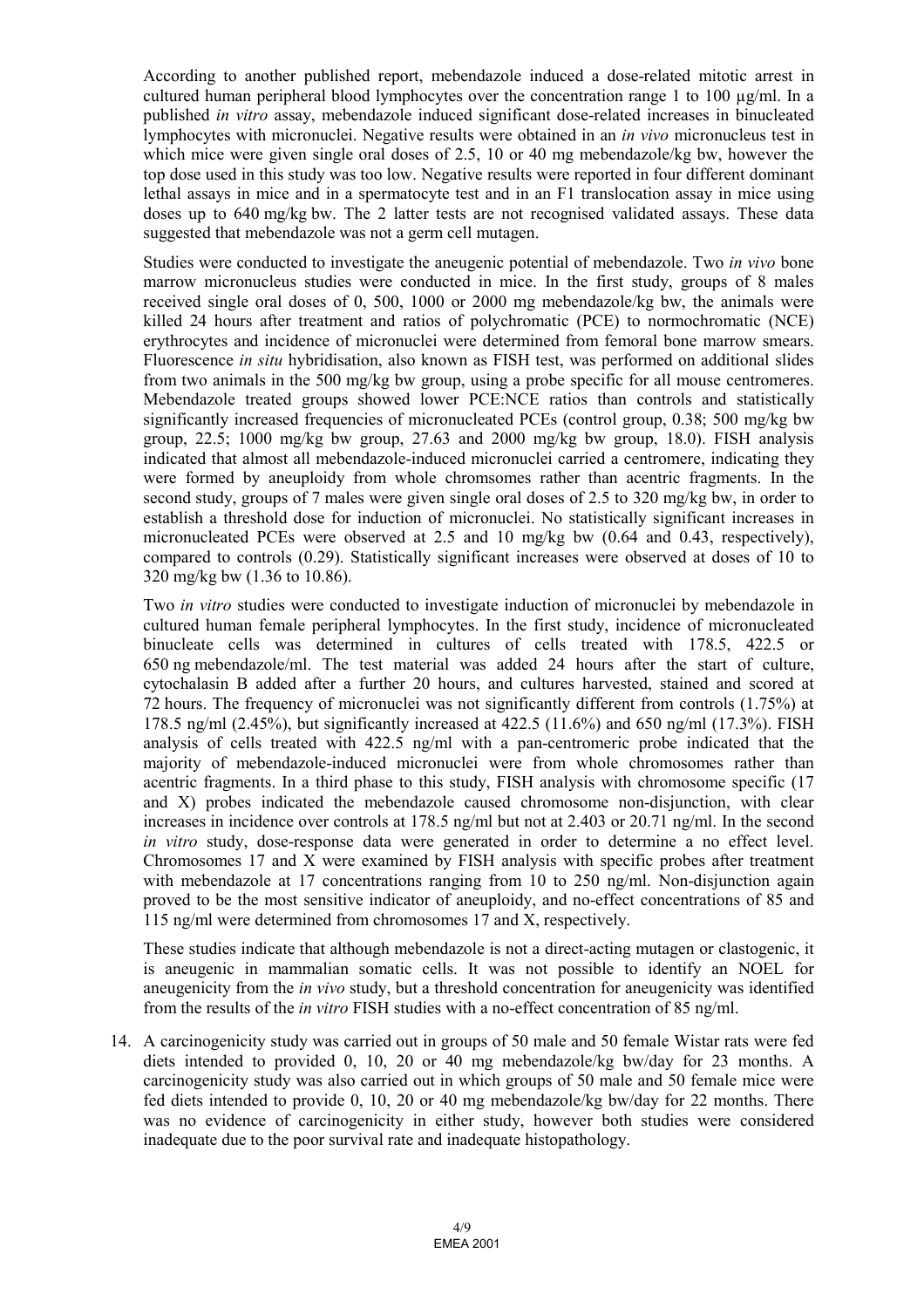According to another published report, mebendazole induced a dose-related mitotic arrest in cultured human peripheral blood lymphocytes over the concentration range 1 to 100 µg/ml. In a published *in vitro* assay, mebendazole induced significant dose-related increases in binucleated lymphocytes with micronuclei. Negative results were obtained in an *in vivo* micronucleus test in which mice were given single oral doses of 2.5, 10 or 40 mg mebendazole/kg bw, however the top dose used in this study was too low. Negative results were reported in four different dominant lethal assays in mice and in a spermatocyte test and in an F1 translocation assay in mice using doses up to 640 mg/kg bw. The 2 latter tests are not recognised validated assays. These data suggested that mebendazole was not a germ cell mutagen.

Studies were conducted to investigate the aneugenic potential of mebendazole. Two *in vivo* bone marrow micronucleus studies were conducted in mice. In the first study, groups of 8 males received single oral doses of 0, 500, 1000 or 2000 mg mebendazole/kg bw, the animals were killed 24 hours after treatment and ratios of polychromatic (PCE) to normochromatic (NCE) erythrocytes and incidence of micronuclei were determined from femoral bone marrow smears. Fluorescence *in situ* hybridisation, also known as FISH test, was performed on additional slides from two animals in the 500 mg/kg bw group, using a probe specific for all mouse centromeres. Mebendazole treated groups showed lower PCE:NCE ratios than controls and statistically significantly increased frequencies of micronucleated PCEs (control group, 0.38; 500 mg/kg bw group, 22.5; 1000 mg/kg bw group, 27.63 and 2000 mg/kg bw group, 18.0). FISH analysis indicated that almost all mebendazole-induced micronuclei carried a centromere, indicating they were formed by aneuploidy from whole chromsomes rather than acentric fragments. In the second study, groups of 7 males were given single oral doses of 2.5 to 320 mg/kg bw, in order to establish a threshold dose for induction of micronuclei. No statistically significant increases in micronucleated PCEs were observed at 2.5 and 10 mg/kg bw (0.64 and 0.43, respectively), compared to controls (0.29). Statistically significant increases were observed at doses of 10 to 320 mg/kg bw (1.36 to 10.86).

Two *in vitro* studies were conducted to investigate induction of micronuclei by mebendazole in cultured human female peripheral lymphocytes. In the first study, incidence of micronucleated binucleate cells was determined in cultures of cells treated with 178.5, 422.5 or 650 ng mebendazole/ml. The test material was added 24 hours after the start of culture, cytochalasin B added after a further 20 hours, and cultures harvested, stained and scored at 72 hours. The frequency of micronuclei was not significantly different from controls (1.75%) at 178.5 ng/ml (2.45%), but significantly increased at 422.5 (11.6%) and 650 ng/ml (17.3%). FISH analysis of cells treated with 422.5 ng/ml with a pan-centromeric probe indicated that the majority of mebendazole-induced micronuclei were from whole chromosomes rather than acentric fragments. In a third phase to this study, FISH analysis with chromosome specific (17 and X) probes indicated the mebendazole caused chromosome non-disjunction, with clear increases in incidence over controls at 178.5 ng/ml but not at 2.403 or 20.71 ng/ml. In the second *in vitro* study, dose-response data were generated in order to determine a no effect level. Chromosomes 17 and X were examined by FISH analysis with specific probes after treatment with mebendazole at 17 concentrations ranging from 10 to 250 ng/ml. Non-disjunction again proved to be the most sensitive indicator of aneuploidy, and no-effect concentrations of 85 and 115 ng/ml were determined from chromosomes 17 and X, respectively.

These studies indicate that although mebendazole is not a direct-acting mutagen or clastogenic, it is aneugenic in mammalian somatic cells. It was not possible to identify an NOEL for aneugenicity from the *in vivo* study, but a threshold concentration for aneugenicity was identified from the results of the *in vitro* FISH studies with a no-effect concentration of 85 ng/ml.

14. A carcinogenicity study was carried out in groups of 50 male and 50 female Wistar rats were fed diets intended to provided 0, 10, 20 or 40 mg mebendazole/kg bw/day for 23 months. A carcinogenicity study was also carried out in which groups of 50 male and 50 female mice were fed diets intended to provide 0, 10, 20 or 40 mg mebendazole/kg bw/day for 22 months. There was no evidence of carcinogenicity in either study, however both studies were considered inadequate due to the poor survival rate and inadequate histopathology.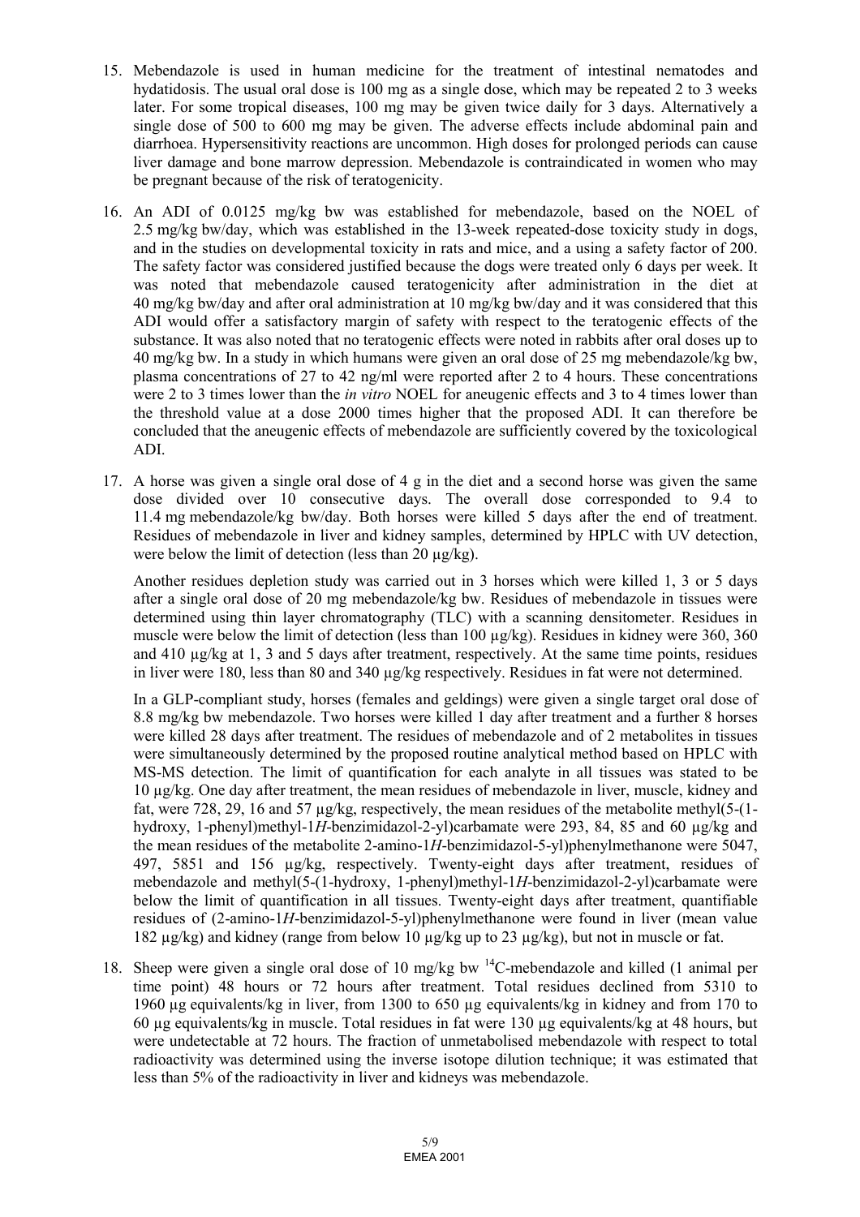15. Mebendazole is used in human medicine for the treatment of intestinal nematodes and hydatidosis. The usual oral dose is 100 mg as a single dose, which may be repeated 2 to 3 weeks later. For some tropical diseases, 100 mg may be given twice daily for 3 days. Alternatively a single dose of 500 to 600 mg may be given. The adverse effects include abdominal pain and diarrhoea. Hypersensitivity reactions are uncommon. High doses for prolonged periods can cause liver damage and bone marrow depression. Mebendazole is contraindicated in women who may be pregnant because of the risk of teratogenicity.

16. An ADI of 0.0125 mg/kg bw was established for mebendazole, based on the NOEL of 2.5 mg/kg bw/day, which was established in the 13-week repeated-dose toxicity study in dogs, and in the studies on developmental toxicity in rats and mice, and a using a safety factor of 200. The safety factor was considered justified because the dogs were treated only 6 days per week. It was noted that mebendazole caused teratogenicity after administration in the diet at 40 mg/kg bw/day and after oral administration at 10 mg/kg bw/day and it was considered that this ADI would offer a satisfactory margin of safety with respect to the teratogenic effects of the substance. It was also noted that no teratogenic effects were noted in rabbits after oral doses up to 40 mg/kg bw. In a study in which humans were given an oral dose of 25 mg mebendazole/kg bw, plasma concentrations of 27 to 42 ng/ml were reported after 2 to 4 hours. These concentrations were 2 to 3 times lower than the *in vitro* NOEL for aneugenic effects and 3 to 4 times lower than the threshold value at a dose 2000 times higher that the proposed ADI. It can therefore be concluded that the aneugenic effects of mebendazole are sufficiently covered by the toxicological ADI.

17. A horse was given a single oral dose of 4 g in the diet and a second horse was given the same dose divided over 10 consecutive days. The overall dose corresponded to 9.4 to 11.4 mg mebendazole/kg bw/day. Both horses were killed 5 days after the end of treatment. Residues of mebendazole in liver and kidney samples, determined by HPLC with UV detection, were below the limit of detection (less than 20 µg/kg).

    Another residues depletion study was carried out in 3 horses which were killed 1, 3 or 5 days after a single oral dose of 20 mg mebendazole/kg bw. Residues of mebendazole in tissues were determined using thin layer chromatography (TLC) with a scanning densitometer. Residues in muscle were below the limit of detection (less than 100 µg/kg). Residues in kidney were 360, 360 and 410 µg/kg at 1, 3 and 5 days after treatment, respectively. At the same time points, residues in liver were 180, less than 80 and 340 µg/kg respectively. Residues in fat were not determined.

    In a GLP-compliant study, horses (females and geldings) were given a single target oral dose of 8.8 mg/kg bw mebendazole. Two horses were killed 1 day after treatment and a further 8 horses were killed 28 days after treatment. The residues of mebendazole and of 2 metabolites in tissues were simultaneously determined by the proposed routine analytical method based on HPLC with MS-MS detection. The limit of quantification for each analyte in all tissues was stated to be 10 µg/kg. One day after treatment, the mean residues of mebendazole in liver, muscle, kidney and fat, were 728, 29, 16 and 57 µg/kg, respectively, the mean residues of the metabolite methyl(5-(1-hydroxy, 1-phenyl)methyl-1*H*-benzimidazol-2-yl)carbamate were 293, 84, 85 and 60 µg/kg and the mean residues of the metabolite 2-amino-1*H*-benzimidazol-5-yl)phenylmethanone were 5047, 497, 5851 and 156 µg/kg, respectively. Twenty-eight days after treatment, residues of mebendazole and methyl(5-(1-hydroxy, 1-phenyl)methyl-1*H*-benzimidazol-2-yl)carbamate were below the limit of quantification in all tissues. Twenty-eight days after treatment, quantifiable residues of (2-amino-1*H*-benzimidazol-5-yl)phenylmethanone were found in liver (mean value 182 µg/kg) and kidney (range from below 10 µg/kg up to 23 µg/kg), but not in muscle or fat.

18. Sheep were given a single oral dose of 10 mg/kg bw $^{14}$C-mebendazole and killed (1 animal per time point) 48 hours or 72 hours after treatment. Total residues declined from 5310 to 1960 µg equivalents/kg in liver, from 1300 to 650 µg equivalents/kg in kidney and from 170 to 60 µg equivalents/kg in muscle. Total residues in fat were 130 µg equivalents/kg at 48 hours, but were undetectable at 72 hours. The fraction of unmetabolised mebendazole with respect to total radioactivity was determined using the inverse isotope dilution technique; it was estimated that less than 5% of the radioactivity in liver and kidneys was mebendazole.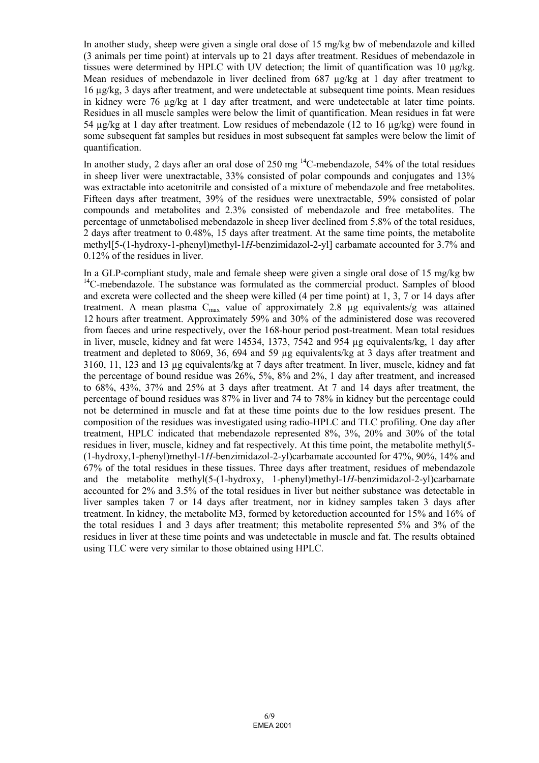In another study, sheep were given a single oral dose of 15 mg/kg bw of mebendazole and killed (3 animals per time point) at intervals up to 21 days after treatment. Residues of mebendazole in tissues were determined by HPLC with UV detection; the limit of quantification was 10 µg/kg. Mean residues of mebendazole in liver declined from 687 µg/kg at 1 day after treatment to 16 µg/kg, 3 days after treatment, and were undetectable at subsequent time points. Mean residues in kidney were 76 µg/kg at 1 day after treatment, and were undetectable at later time points. Residues in all muscle samples were below the limit of quantification. Mean residues in fat were 54 µg/kg at 1 day after treatment. Low residues of mebendazole (12 to 16 µg/kg) were found in some subsequent fat samples but residues in most subsequent fat samples were below the limit of quantification.

In another study, 2 days after an oral dose of 250 mg $^{14}$C-mebendazole, 54% of the total residues in sheep liver were unextractable, 33% consisted of polar compounds and conjugates and 13% was extractable into acetonitrile and consisted of a mixture of mebendazole and free metabolites. Fifteen days after treatment, 39% of the residues were unextractable, 59% consisted of polar compounds and metabolites and 2.3% consisted of mebendazole and free metabolites. The percentage of unmetabolised mebendazole in sheep liver declined from 5.8% of the total residues, 2 days after treatment to 0.48%, 15 days after treatment. At the same time points, the metabolite methyl[5-(1-hydroxy-1-phenyl)methyl-1*H*-benzimidazol-2-yl] carbamate accounted for 3.7% and 0.12% of the residues in liver.

In a GLP-compliant study, male and female sheep were given a single oral dose of 15 mg/kg bw $^{14}$C-mebendazole. The substance was formulated as the commercial product. Samples of blood and excreta were collected and the sheep were killed (4 per time point) at 1, 3, 7 or 14 days after treatment. A mean plasma $C_{max}$ value of approximately 2.8 µg equivalents/g was attained 12 hours after treatment. Approximately 59% and 30% of the administered dose was recovered from faeces and urine respectively, over the 168-hour period post-treatment. Mean total residues in liver, muscle, kidney and fat were 14534, 1373, 7542 and 954 µg equivalents/kg, 1 day after treatment and depleted to 8069, 36, 694 and 59 µg equivalents/kg at 3 days after treatment and 3160, 11, 123 and 13 µg equivalents/kg at 7 days after treatment. In liver, muscle, kidney and fat the percentage of bound residue was 26%, 5%, 8% and 2%, 1 day after treatment, and increased to 68%, 43%, 37% and 25% at 3 days after treatment. At 7 and 14 days after treatment, the percentage of bound residues was 87% in liver and 74 to 78% in kidney but the percentage could not be determined in muscle and fat at these time points due to the low residues present. The composition of the residues was investigated using radio-HPLC and TLC profiling. One day after treatment, HPLC indicated that mebendazole represented 8%, 3%, 20% and 30% of the total residues in liver, muscle, kidney and fat respectively. At this time point, the metabolite methyl(5-(1-hydroxy,1-phenyl)methyl-1*H*-benzimidazol-2-yl)carbamate accounted for 47%, 90%, 14% and 67% of the total residues in these tissues. Three days after treatment, residues of mebendazole and the metabolite methyl(5-(1-hydroxy, 1-phenyl)methyl-1*H*-benzimidazol-2-yl)carbamate accounted for 2% and 3.5% of the total residues in liver but neither substance was detectable in liver samples taken 7 or 14 days after treatment, nor in kidney samples taken 3 days after treatment. In kidney, the metabolite M3, formed by ketoreduction accounted for 15% and 16% of the total residues 1 and 3 days after treatment; this metabolite represented 5% and 3% of the residues in liver at these time points and was undetectable in muscle and fat. The results obtained using TLC were very similar to those obtained using HPLC.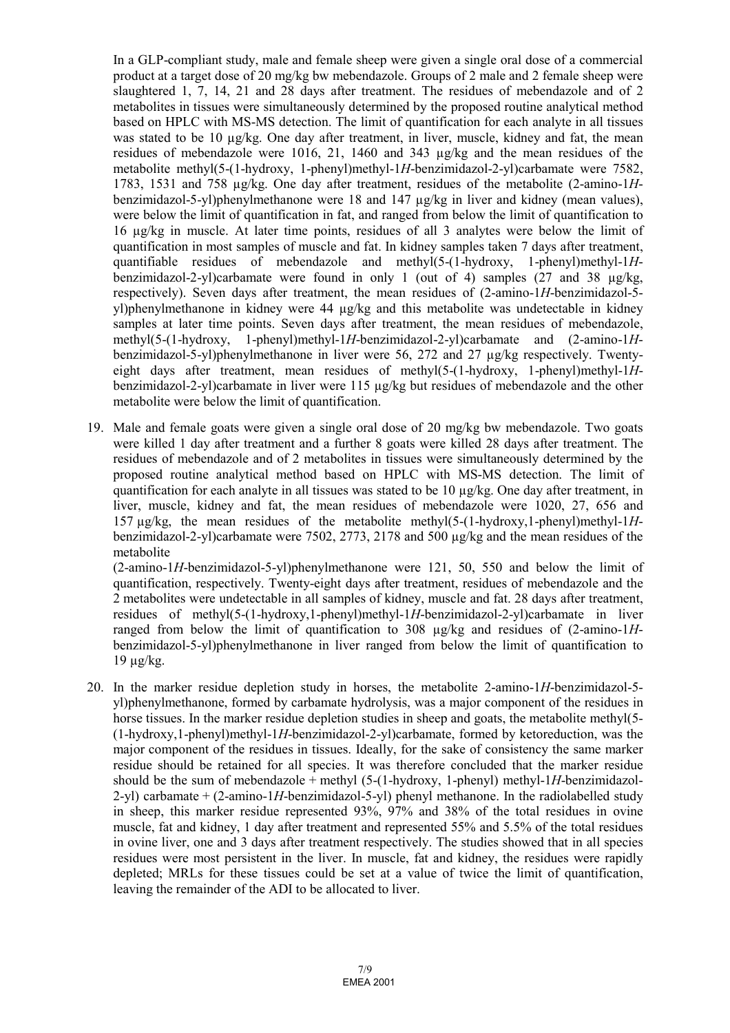In a GLP-compliant study, male and female sheep were given a single oral dose of a commercial product at a target dose of 20 mg/kg bw mebendazole. Groups of 2 male and 2 female sheep were slaughtered 1, 7, 14, 21 and 28 days after treatment. The residues of mebendazole and of 2 metabolites in tissues were simultaneously determined by the proposed routine analytical method based on HPLC with MS-MS detection. The limit of quantification for each analyte in all tissues was stated to be 10 µg/kg. One day after treatment, in liver, muscle, kidney and fat, the mean residues of mebendazole were 1016, 21, 1460 and 343 µg/kg and the mean residues of the metabolite methyl(5-(1-hydroxy, 1-phenyl)methyl-1*H*-benzimidazol-2-yl)carbamate were 7582, 1783, 1531 and 758 µg/kg. One day after treatment, residues of the metabolite (2-amino-1*H*-benzimidazol-5-yl)phenylmethanone were 18 and 147 µg/kg in liver and kidney (mean values), were below the limit of quantification in fat, and ranged from below the limit of quantification to 16 µg/kg in muscle. At later time points, residues of all 3 analytes were below the limit of quantification in most samples of muscle and fat. In kidney samples taken 7 days after treatment, quantifiable residues of mebendazole and methyl(5-(1-hydroxy, 1-phenyl)methyl-1*H*-benzimidazol-2-yl)carbamate were found in only 1 (out of 4) samples (27 and 38 µg/kg, respectively). Seven days after treatment, the mean residues of (2-amino-1*H*-benzimidazol-5-yl)phenylmethanone in kidney were 44 µg/kg and this metabolite was undetectable in kidney samples at later time points. Seven days after treatment, the mean residues of mebendazole, methyl(5-(1-hydroxy, 1-phenyl)methyl-1*H*-benzimidazol-2-yl)carbamate and (2-amino-1*H*-benzimidazol-5-yl)phenylmethanone in liver were 56, 272 and 27 µg/kg respectively. Twenty-eight days after treatment, mean residues of methyl(5-(1-hydroxy, 1-phenyl)methyl-1*H*-benzimidazol-2-yl)carbamate in liver were 115 µg/kg but residues of mebendazole and the other metabolite were below the limit of quantification.

19. Male and female goats were given a single oral dose of 20 mg/kg bw mebendazole. Two goats were killed 1 day after treatment and a further 8 goats were killed 28 days after treatment. The residues of mebendazole and of 2 metabolites in tissues were simultaneously determined by the proposed routine analytical method based on HPLC with MS-MS detection. The limit of quantification for each analyte in all tissues was stated to be 10 µg/kg. One day after treatment, in liver, muscle, kidney and fat, the mean residues of mebendazole were 1020, 27, 656 and 157 µg/kg, the mean residues of the metabolite methyl(5-(1-hydroxy,1-phenyl)methyl-1*H*-benzimidazol-2-yl)carbamate were 7502, 2773, 2178 and 500 µg/kg and the mean residues of the metabolite
(2-amino-1*H*-benzimidazol-5-yl)phenylmethanone were 121, 50, 550 and below the limit of quantification, respectively. Twenty-eight days after treatment, residues of mebendazole and the 2 metabolites were undetectable in all samples of kidney, muscle and fat. 28 days after treatment, residues of methyl(5-(1-hydroxy,1-phenyl)methyl-1*H*-benzimidazol-2-yl)carbamate in liver ranged from below the limit of quantification to 308 µg/kg and residues of (2-amino-1*H*-benzimidazol-5-yl)phenylmethanone in liver ranged from below the limit of quantification to 19 µg/kg.

20. In the marker residue depletion study in horses, the metabolite 2-amino-1*H*-benzimidazol-5-yl)phenylmethanone, formed by carbamate hydrolysis, was a major component of the residues in horse tissues. In the marker residue depletion studies in sheep and goats, the metabolite methyl(5-(1-hydroxy,1-phenyl)methyl-1*H*-benzimidazol-2-yl)carbamate, formed by ketoreduction, was the major component of the residues in tissues. Ideally, for the sake of consistency the same marker residue should be retained for all species. It was therefore concluded that the marker residue should be the sum of mebendazole + methyl (5-(1-hydroxy, 1-phenyl) methyl-1*H*-benzimidazol-2-yl) carbamate + (2-amino-1*H*-benzimidazol-5-yl) phenyl methanone. In the radiolabelled study in sheep, this marker residue represented 93%, 97% and 38% of the total residues in ovine muscle, fat and kidney, 1 day after treatment and represented 55% and 5.5% of the total residues in ovine liver, one and 3 days after treatment respectively. The studies showed that in all species residues were most persistent in the liver. In muscle, fat and kidney, the residues were rapidly depleted; MRLs for these tissues could be set at a value of twice the limit of quantification, leaving the remainder of the ADI to be allocated to liver.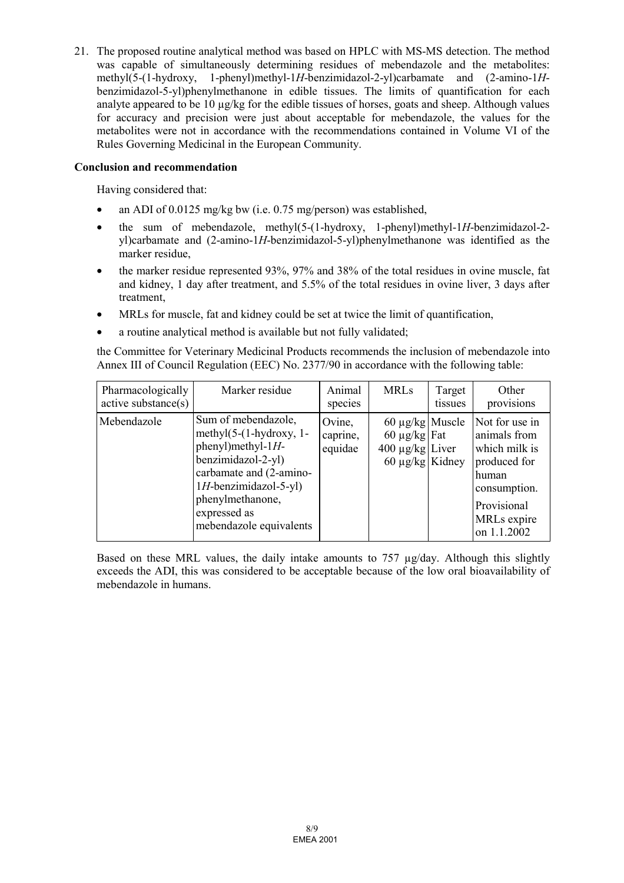21. The proposed routine analytical method was based on HPLC with MS-MS detection. The method was capable of simultaneously determining residues of mebendazole and the metabolites: methyl(5-(1-hydroxy, 1-phenyl)methyl-1*H*-benzimidazol-2-yl)carbamate and (2-amino-1*H*-benzimidazol-5-yl)phenylmethanone in edible tissues. The limits of quantification for each analyte appeared to be 10 µg/kg for the edible tissues of horses, goats and sheep. Although values for accuracy and precision were just about acceptable for mebendazole, the values for the metabolites were not in accordance with the recommendations contained in Volume VI of the Rules Governing Medicinal in the European Community.

**Conclusion and recommendation**

Having considered that:

- an ADI of 0.0125 mg/kg bw (i.e. 0.75 mg/person) was established,
- the sum of mebendazole, methyl(5-(1-hydroxy, 1-phenyl)methyl-1*H*-benzimidazol-2-yl)carbamate and (2-amino-1*H*-benzimidazol-5-yl)phenylmethanone was identified as the marker residue,
- the marker residue represented 93%, 97% and 38% of the total residues in ovine muscle, fat and kidney, 1 day after treatment, and 5.5% of the total residues in ovine liver, 3 days after treatment,
- MRLs for muscle, fat and kidney could be set at twice the limit of quantification,
- a routine analytical method is available but not fully validated;

the Committee for Veterinary Medicinal Products recommends the inclusion of mebendazole into Annex III of Council Regulation (EEC) No. 2377/90 in accordance with the following table:

| Pharmacologically active substance(s) | Marker residue | Animal species | MRLs | Target tissues | Other provisions |
|---|---|---|---|---|---|
| Mebendazole | Sum of mebendazole, methyl(5-(1-hydroxy, 1-phenyl)methyl-1*H*-benzimidazol-2-yl) carbamate and (2-amino-1*H*-benzimidazol-5-yl) phenylmethanone, expressed as mebendazole equivalents | Ovine, caprine, equidae | 60 µg/kg<br>60 µg/kg<br>400 µg/kg<br>60 µg/kg | Muscle<br>Fat<br>Liver<br>Kidney | Not for use in animals from which milk is produced for human consumption.<br>Provisional MRLs expire on 1.1.2002 |

Based on these MRL values, the daily intake amounts to 757 µg/day. Although this slightly exceeds the ADI, this was considered to be acceptable because of the low oral bioavailability of mebendazole in humans.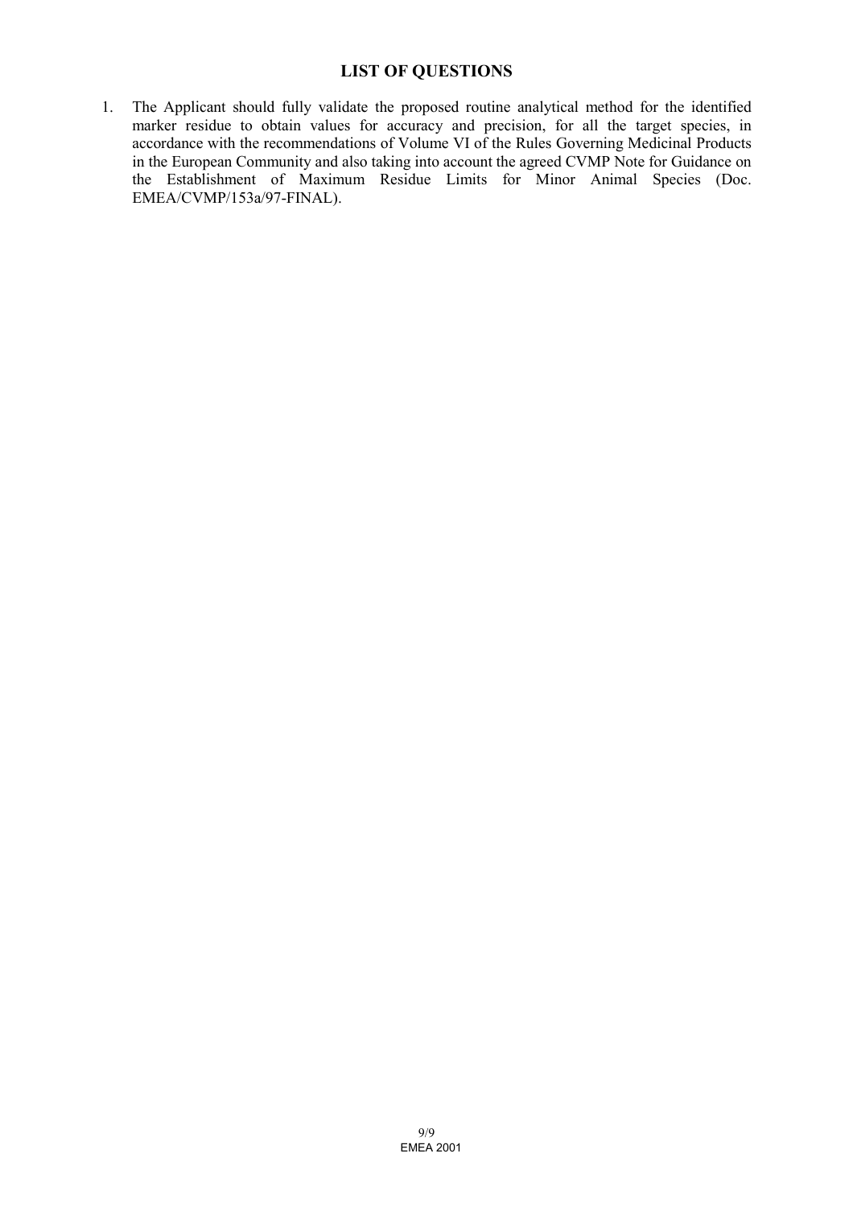## LIST OF QUESTIONS

1. The Applicant should fully validate the proposed routine analytical method for the identified marker residue to obtain values for accuracy and precision, for all the target species, in accordance with the recommendations of Volume VI of the Rules Governing Medicinal Products in the European Community and also taking into account the agreed CVMP Note for Guidance on the Establishment of Maximum Residue Limits for Minor Animal Species (Doc. EMEA/CVMP/153a/97-FINAL).